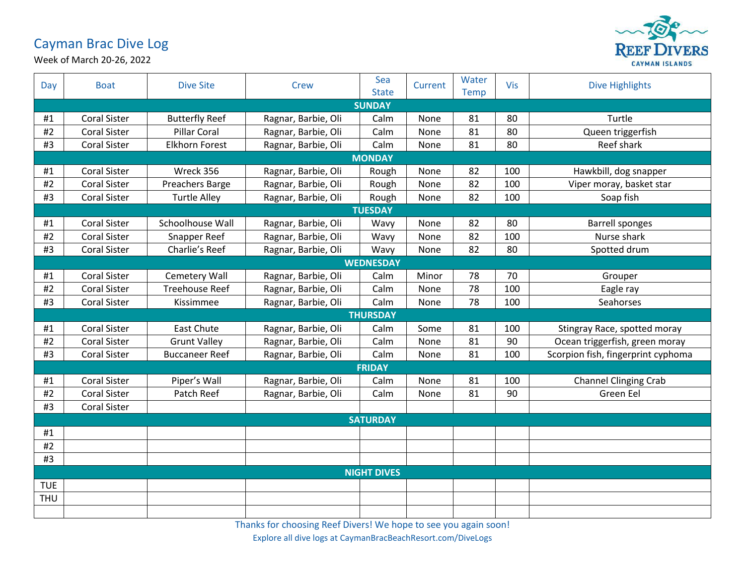# Cayman Brac Dive Log

Week of March 20-26, 2022

REEF DIVERS
CAYMAN ISLANDS

| Day | Boat | Dive Site | Crew | Sea State | Current | Water Temp | Vis | Dive Highlights |
|---|---|---|---|---|---|---|---|---|
| **SUNDAY** | | | | | | | | |
| #1 | Coral Sister | Butterfly Reef | Ragnar, Barbie, Oli | Calm | None | 81 | 80 | Turtle |
| #2 | Coral Sister | Pillar Coral | Ragnar, Barbie, Oli | Calm | None | 81 | 80 | Queen triggerfish |
| #3 | Coral Sister | Elkhorn Forest | Ragnar, Barbie, Oli | Calm | None | 81 | 80 | Reef shark |
| **MONDAY** | | | | | | | | |
| #1 | Coral Sister | Wreck 356 | Ragnar, Barbie, Oli | Rough | None | 82 | 100 | Hawkbill, dog snapper |
| #2 | Coral Sister | Preachers Barge | Ragnar, Barbie, Oli | Rough | None | 82 | 100 | Viper moray, basket star |
| #3 | Coral Sister | Turtle Alley | Ragnar, Barbie, Oli | Rough | None | 82 | 100 | Soap fish |
| **TUESDAY** | | | | | | | | |
| #1 | Coral Sister | Schoolhouse Wall | Ragnar, Barbie, Oli | Wavy | None | 82 | 80 | Barrell sponges |
| #2 | Coral Sister | Snapper Reef | Ragnar, Barbie, Oli | Wavy | None | 82 | 100 | Nurse shark |
| #3 | Coral Sister | Charlie's Reef | Ragnar, Barbie, Oli | Wavy | None | 82 | 80 | Spotted drum |
| **WEDNESDAY** | | | | | | | | |
| #1 | Coral Sister | Cemetery Wall | Ragnar, Barbie, Oli | Calm | Minor | 78 | 70 | Grouper |
| #2 | Coral Sister | Treehouse Reef | Ragnar, Barbie, Oli | Calm | None | 78 | 100 | Eagle ray |
| #3 | Coral Sister | Kissimmee | Ragnar, Barbie, Oli | Calm | None | 78 | 100 | Seahorses |
| **THURSDAY** | | | | | | | | |
| #1 | Coral Sister | East Chute | Ragnar, Barbie, Oli | Calm | Some | 81 | 100 | Stingray Race, spotted moray |
| #2 | Coral Sister | Grunt Valley | Ragnar, Barbie, Oli | Calm | None | 81 | 90 | Ocean triggerfish, green moray |
| #3 | Coral Sister | Buccaneer Reef | Ragnar, Barbie, Oli | Calm | None | 81 | 100 | Scorpion fish, fingerprint cyphoma |
| **FRIDAY** | | | | | | | | |
| #1 | Coral Sister | Piper's Wall | Ragnar, Barbie, Oli | Calm | None | 81 | 100 | Channel Clinging Crab |
| #2 | Coral Sister | Patch Reef | Ragnar, Barbie, Oli | Calm | None | 81 | 90 | Green Eel |
| #3 | Coral Sister | | | | | | | |
| **SATURDAY** | | | | | | | | |
| #1 | | | | | | | | |
| #2 | | | | | | | | |
| #3 | | | | | | | | |
| **NIGHT DIVES** | | | | | | | | |
| TUE | | | | | | | | |
| THU | | | | | | | | |
| | | | | | | | | |

Thanks for choosing Reef Divers! We hope to see you again soon!

Explore all dive logs at CaymanBracBeachResort.com/DiveLogs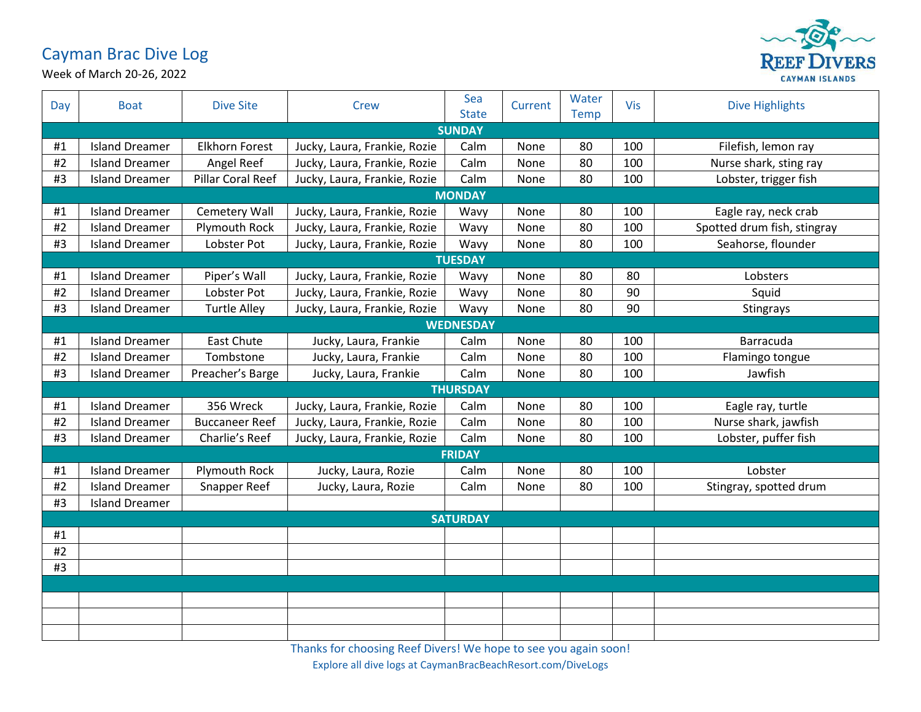# Cayman Brac Dive Log

Week of March 20-26, 2022

REEF DIVERS
CAYMAN ISLANDS

| Day | Boat | Dive Site | Crew | Sea State | Current | Water Temp | Vis | Dive Highlights |
|---|---|---|---|---|---|---|---|---|
| **SUNDAY** | | | | | | | | |
| #1 | Island Dreamer | Elkhorn Forest | Jucky, Laura, Frankie, Rozie | Calm | None | 80 | 100 | Filefish, lemon ray |
| #2 | Island Dreamer | Angel Reef | Jucky, Laura, Frankie, Rozie | Calm | None | 80 | 100 | Nurse shark, sting ray |
| #3 | Island Dreamer | Pillar Coral Reef | Jucky, Laura, Frankie, Rozie | Calm | None | 80 | 100 | Lobster, trigger fish |
| **MONDAY** | | | | | | | | |
| #1 | Island Dreamer | Cemetery Wall | Jucky, Laura, Frankie, Rozie | Wavy | None | 80 | 100 | Eagle ray, neck crab |
| #2 | Island Dreamer | Plymouth Rock | Jucky, Laura, Frankie, Rozie | Wavy | None | 80 | 100 | Spotted drum fish, stingray |
| #3 | Island Dreamer | Lobster Pot | Jucky, Laura, Frankie, Rozie | Wavy | None | 80 | 100 | Seahorse, flounder |
| **TUESDAY** | | | | | | | | |
| #1 | Island Dreamer | Piper's Wall | Jucky, Laura, Frankie, Rozie | Wavy | None | 80 | 80 | Lobsters |
| #2 | Island Dreamer | Lobster Pot | Jucky, Laura, Frankie, Rozie | Wavy | None | 80 | 90 | Squid |
| #3 | Island Dreamer | Turtle Alley | Jucky, Laura, Frankie, Rozie | Wavy | None | 80 | 90 | Stingrays |
| **WEDNESDAY** | | | | | | | | |
| #1 | Island Dreamer | East Chute | Jucky, Laura, Frankie | Calm | None | 80 | 100 | Barracuda |
| #2 | Island Dreamer | Tombstone | Jucky, Laura, Frankie | Calm | None | 80 | 100 | Flamingo tongue |
| #3 | Island Dreamer | Preacher's Barge | Jucky, Laura, Frankie | Calm | None | 80 | 100 | Jawfish |
| **THURSDAY** | | | | | | | | |
| #1 | Island Dreamer | 356 Wreck | Jucky, Laura, Frankie, Rozie | Calm | None | 80 | 100 | Eagle ray, turtle |
| #2 | Island Dreamer | Buccaneer Reef | Jucky, Laura, Frankie, Rozie | Calm | None | 80 | 100 | Nurse shark, jawfish |
| #3 | Island Dreamer | Charlie's Reef | Jucky, Laura, Frankie, Rozie | Calm | None | 80 | 100 | Lobster, puffer fish |
| **FRIDAY** | | | | | | | | |
| #1 | Island Dreamer | Plymouth Rock | Jucky, Laura, Rozie | Calm | None | 80 | 100 | Lobster |
| #2 | Island Dreamer | Snapper Reef | Jucky, Laura, Rozie | Calm | None | 80 | 100 | Stingray, spotted drum |
| #3 | Island Dreamer | | | | | | | |
| **SATURDAY** | | | | | | | | |
| #1 | | | | | | | | |
| #2 | | | | | | | | |
| #3 | | | | | | | | |
| | | | | | | | | |
| | | | | | | | | |
| | | | | | | | | |
| | | | | | | | | |

Thanks for choosing Reef Divers! We hope to see you again soon!

Explore all dive logs at CaymanBracBeachResort.com/DiveLogs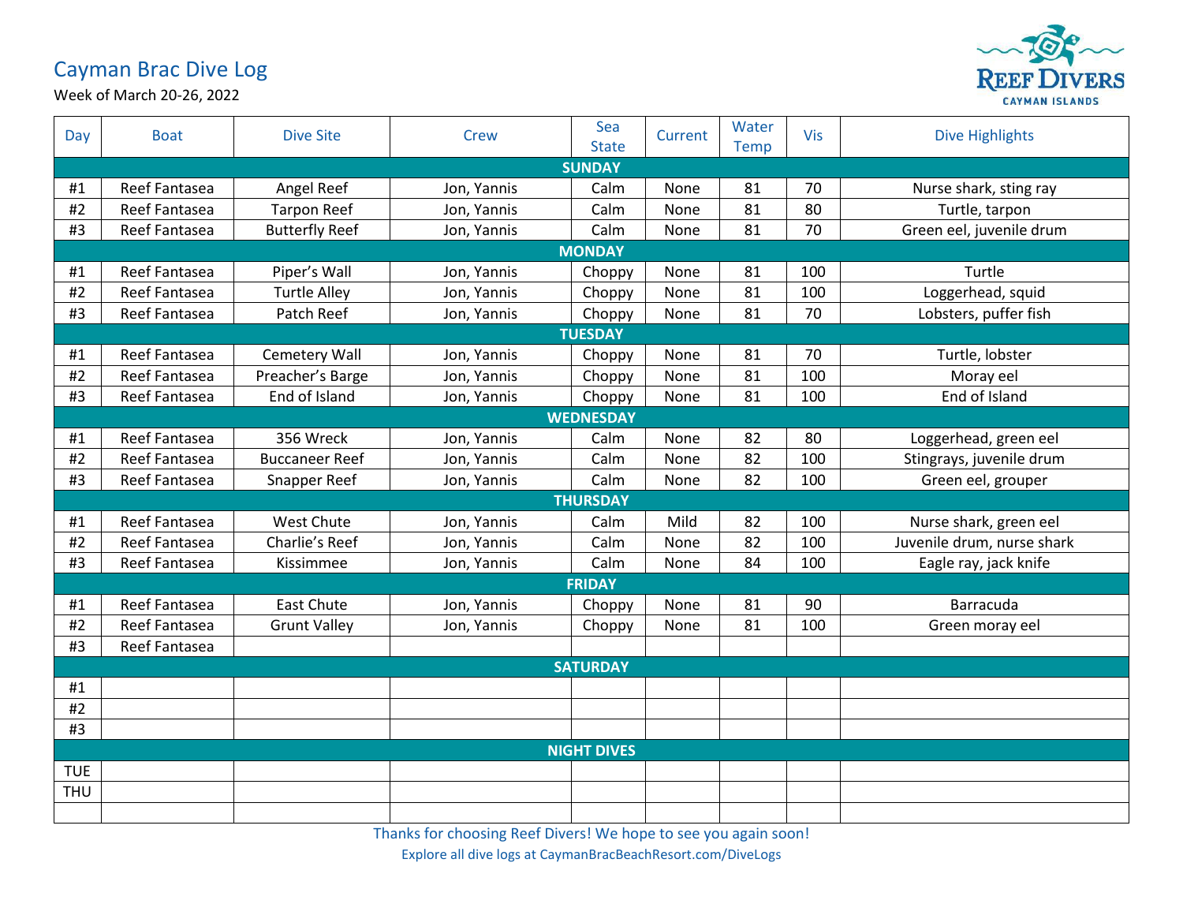# Cayman Brac Dive Log

Week of March 20-26, 2022

REEF DIVERS
CAYMAN ISLANDS

| Day | Boat | Dive Site | Crew | Sea State | Current | Water Temp | Vis | Dive Highlights |
|---|---|---|---|---|---|---|---|---|
| **SUNDAY** | | | | | | | | |
| #1 | Reef Fantasea | Angel Reef | Jon, Yannis | Calm | None | 81 | 70 | Nurse shark, sting ray |
| #2 | Reef Fantasea | Tarpon Reef | Jon, Yannis | Calm | None | 81 | 80 | Turtle, tarpon |
| #3 | Reef Fantasea | Butterfly Reef | Jon, Yannis | Calm | None | 81 | 70 | Green eel, juvenile drum |
| **MONDAY** | | | | | | | | |
| #1 | Reef Fantasea | Piper's Wall | Jon, Yannis | Choppy | None | 81 | 100 | Turtle |
| #2 | Reef Fantasea | Turtle Alley | Jon, Yannis | Choppy | None | 81 | 100 | Loggerhead, squid |
| #3 | Reef Fantasea | Patch Reef | Jon, Yannis | Choppy | None | 81 | 70 | Lobsters, puffer fish |
| **TUESDAY** | | | | | | | | |
| #1 | Reef Fantasea | Cemetery Wall | Jon, Yannis | Choppy | None | 81 | 70 | Turtle, lobster |
| #2 | Reef Fantasea | Preacher's Barge | Jon, Yannis | Choppy | None | 81 | 100 | Moray eel |
| #3 | Reef Fantasea | End of Island | Jon, Yannis | Choppy | None | 81 | 100 | End of Island |
| **WEDNESDAY** | | | | | | | | |
| #1 | Reef Fantasea | 356 Wreck | Jon, Yannis | Calm | None | 82 | 80 | Loggerhead, green eel |
| #2 | Reef Fantasea | Buccaneer Reef | Jon, Yannis | Calm | None | 82 | 100 | Stingrays, juvenile drum |
| #3 | Reef Fantasea | Snapper Reef | Jon, Yannis | Calm | None | 82 | 100 | Green eel, grouper |
| **THURSDAY** | | | | | | | | |
| #1 | Reef Fantasea | West Chute | Jon, Yannis | Calm | Mild | 82 | 100 | Nurse shark, green eel |
| #2 | Reef Fantasea | Charlie's Reef | Jon, Yannis | Calm | None | 82 | 100 | Juvenile drum, nurse shark |
| #3 | Reef Fantasea | Kissimmee | Jon, Yannis | Calm | None | 84 | 100 | Eagle ray, jack knife |
| **FRIDAY** | | | | | | | | |
| #1 | Reef Fantasea | East Chute | Jon, Yannis | Choppy | None | 81 | 90 | Barracuda |
| #2 | Reef Fantasea | Grunt Valley | Jon, Yannis | Choppy | None | 81 | 100 | Green moray eel |
| #3 | Reef Fantasea | | | | | | | |
| **SATURDAY** | | | | | | | | |
| #1 | | | | | | | | |
| #2 | | | | | | | | |
| #3 | | | | | | | | |
| **NIGHT DIVES** | | | | | | | | |
| TUE | | | | | | | | |
| THU | | | | | | | | |
| | | | | | | | | |

Thanks for choosing Reef Divers! We hope to see you again soon!

Explore all dive logs at CaymanBracBeachResort.com/DiveLogs